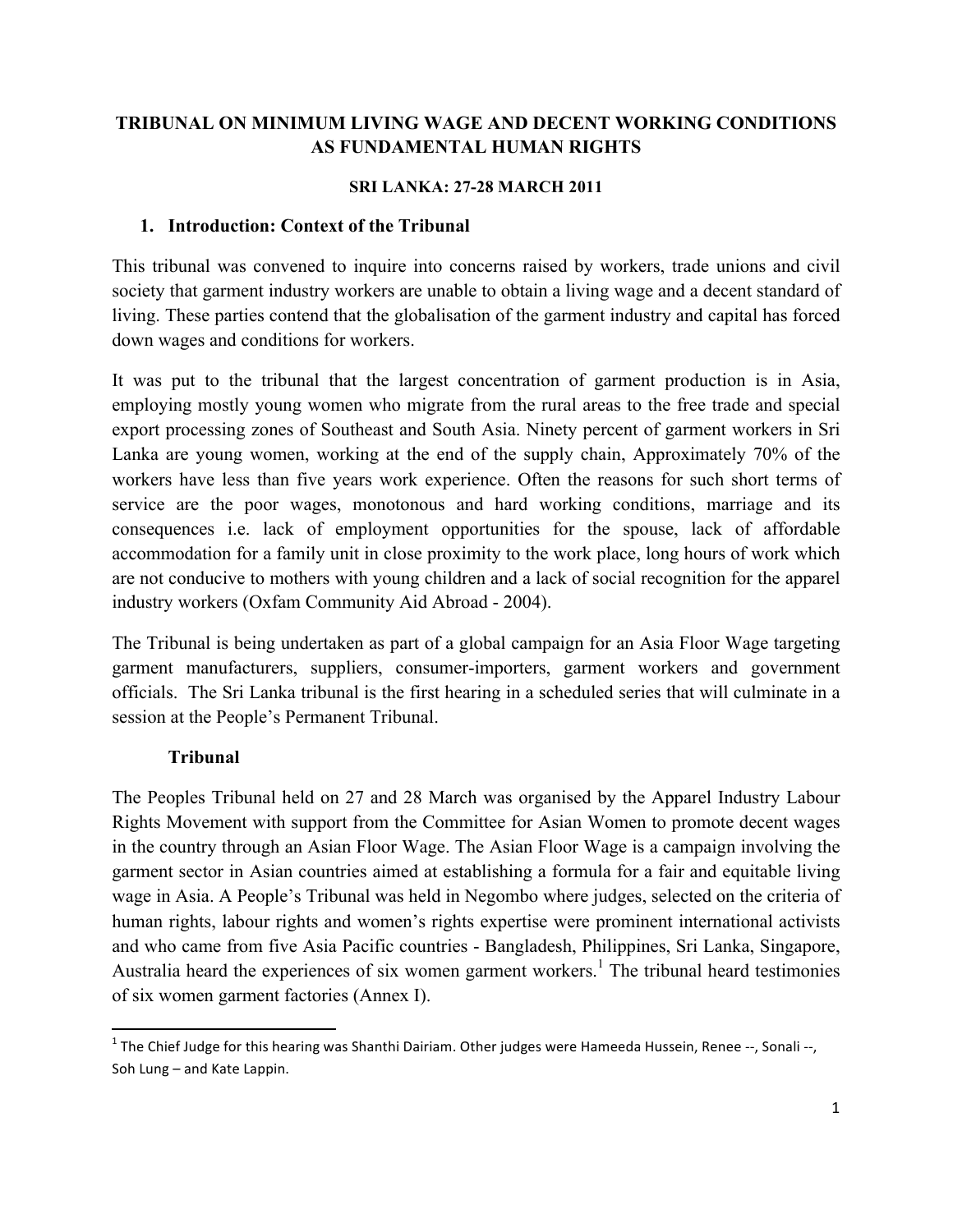# TRIBUNAL ON MINIMUM LIVING WAGE AND DECENT WORKING CONDITIONS AS FUNDAMENTAL HUMAN RIGHTS

**SRI LANKA: 27-28 MARCH 2011**

## 1. Introduction: Context of the Tribunal

This tribunal was convened to inquire into concerns raised by workers, trade unions and civil society that garment industry workers are unable to obtain a living wage and a decent standard of living. These parties contend that the globalisation of the garment industry and capital has forced down wages and conditions for workers.

It was put to the tribunal that the largest concentration of garment production is in Asia, employing mostly young women who migrate from the rural areas to the free trade and special export processing zones of Southeast and South Asia. Ninety percent of garment workers in Sri Lanka are young women, working at the end of the supply chain, Approximately 70% of the workers have less than five years work experience. Often the reasons for such short terms of service are the poor wages, monotonous and hard working conditions, marriage and its consequences i.e. lack of employment opportunities for the spouse, lack of affordable accommodation for a family unit in close proximity to the work place, long hours of work which are not conducive to mothers with young children and a lack of social recognition for the apparel industry workers (Oxfam Community Aid Abroad - 2004).

The Tribunal is being undertaken as part of a global campaign for an Asia Floor Wage targeting garment manufacturers, suppliers, consumer-importers, garment workers and government officials. The Sri Lanka tribunal is the first hearing in a scheduled series that will culminate in a session at the People's Permanent Tribunal.

### Tribunal

The Peoples Tribunal held on 27 and 28 March was organised by the Apparel Industry Labour Rights Movement with support from the Committee for Asian Women to promote decent wages in the country through an Asian Floor Wage. The Asian Floor Wage is a campaign involving the garment sector in Asian countries aimed at establishing a formula for a fair and equitable living wage in Asia. A People's Tribunal was held in Negombo where judges, selected on the criteria of human rights, labour rights and women's rights expertise were prominent international activists and who came from five Asia Pacific countries - Bangladesh, Philippines, Sri Lanka, Singapore, Australia heard the experiences of six women garment workers.[1] The tribunal heard testimonies of six women garment factories (Annex I).

---

[1] The Chief Judge for this hearing was Shanthi Dairiam. Other judges were Hameeda Hussein, Renee --, Sonali --, Soh Lung – and Kate Lappin.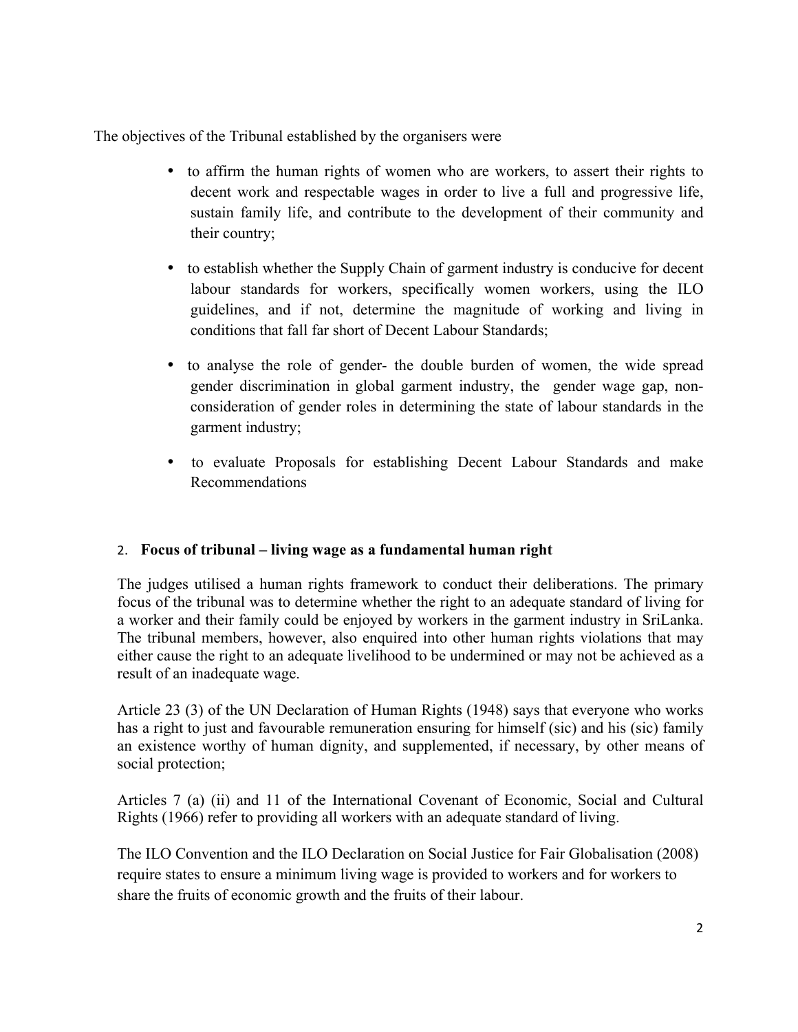The objectives of the Tribunal established by the organisers were

- to affirm the human rights of women who are workers, to assert their rights to decent work and respectable wages in order to live a full and progressive life, sustain family life, and contribute to the development of their community and their country;

- to establish whether the Supply Chain of garment industry is conducive for decent labour standards for workers, specifically women workers, using the ILO guidelines, and if not, determine the magnitude of working and living in conditions that fall far short of Decent Labour Standards;

- to analyse the role of gender- the double burden of women, the wide spread gender discrimination in global garment industry, the gender wage gap, non-consideration of gender roles in determining the state of labour standards in the garment industry;

- to evaluate Proposals for establishing Decent Labour Standards and make Recommendations

## 2. Focus of tribunal – living wage as a fundamental human right

The judges utilised a human rights framework to conduct their deliberations. The primary focus of the tribunal was to determine whether the right to an adequate standard of living for a worker and their family could be enjoyed by workers in the garment industry in SriLanka. The tribunal members, however, also enquired into other human rights violations that may either cause the right to an adequate livelihood to be undermined or may not be achieved as a result of an inadequate wage.

Article 23 (3) of the UN Declaration of Human Rights (1948) says that everyone who works has a right to just and favourable remuneration ensuring for himself (sic) and his (sic) family an existence worthy of human dignity, and supplemented, if necessary, by other means of social protection;

Articles 7 (a) (ii) and 11 of the International Covenant of Economic, Social and Cultural Rights (1966) refer to providing all workers with an adequate standard of living.

The ILO Convention and the ILO Declaration on Social Justice for Fair Globalisation (2008) require states to ensure a minimum living wage is provided to workers and for workers to share the fruits of economic growth and the fruits of their labour.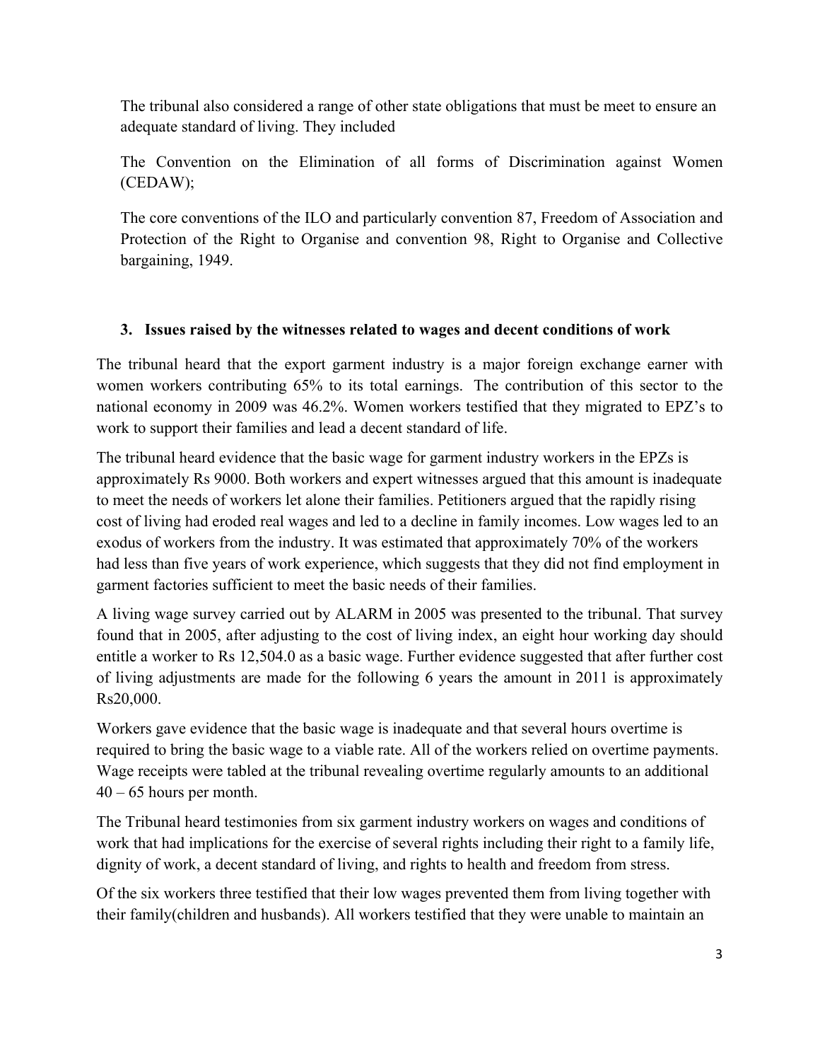The tribunal also considered a range of other state obligations that must be meet to ensure an adequate standard of living. They included

The Convention on the Elimination of all forms of Discrimination against Women (CEDAW);

The core conventions of the ILO and particularly convention 87, Freedom of Association and Protection of the Right to Organise and convention 98, Right to Organise and Collective bargaining, 1949.

### 3. Issues raised by the witnesses related to wages and decent conditions of work

The tribunal heard that the export garment industry is a major foreign exchange earner with women workers contributing 65% to its total earnings. The contribution of this sector to the national economy in 2009 was 46.2%. Women workers testified that they migrated to EPZ's to work to support their families and lead a decent standard of life.

The tribunal heard evidence that the basic wage for garment industry workers in the EPZs is approximately Rs 9000. Both workers and expert witnesses argued that this amount is inadequate to meet the needs of workers let alone their families. Petitioners argued that the rapidly rising cost of living had eroded real wages and led to a decline in family incomes. Low wages led to an exodus of workers from the industry. It was estimated that approximately 70% of the workers had less than five years of work experience, which suggests that they did not find employment in garment factories sufficient to meet the basic needs of their families.

A living wage survey carried out by ALARM in 2005 was presented to the tribunal. That survey found that in 2005, after adjusting to the cost of living index, an eight hour working day should entitle a worker to Rs 12,504.0 as a basic wage. Further evidence suggested that after further cost of living adjustments are made for the following 6 years the amount in 2011 is approximately Rs20,000.

Workers gave evidence that the basic wage is inadequate and that several hours overtime is required to bring the basic wage to a viable rate. All of the workers relied on overtime payments. Wage receipts were tabled at the tribunal revealing overtime regularly amounts to an additional 40 – 65 hours per month.

The Tribunal heard testimonies from six garment industry workers on wages and conditions of work that had implications for the exercise of several rights including their right to a family life, dignity of work, a decent standard of living, and rights to health and freedom from stress.

Of the six workers three testified that their low wages prevented them from living together with their family(children and husbands). All workers testified that they were unable to maintain an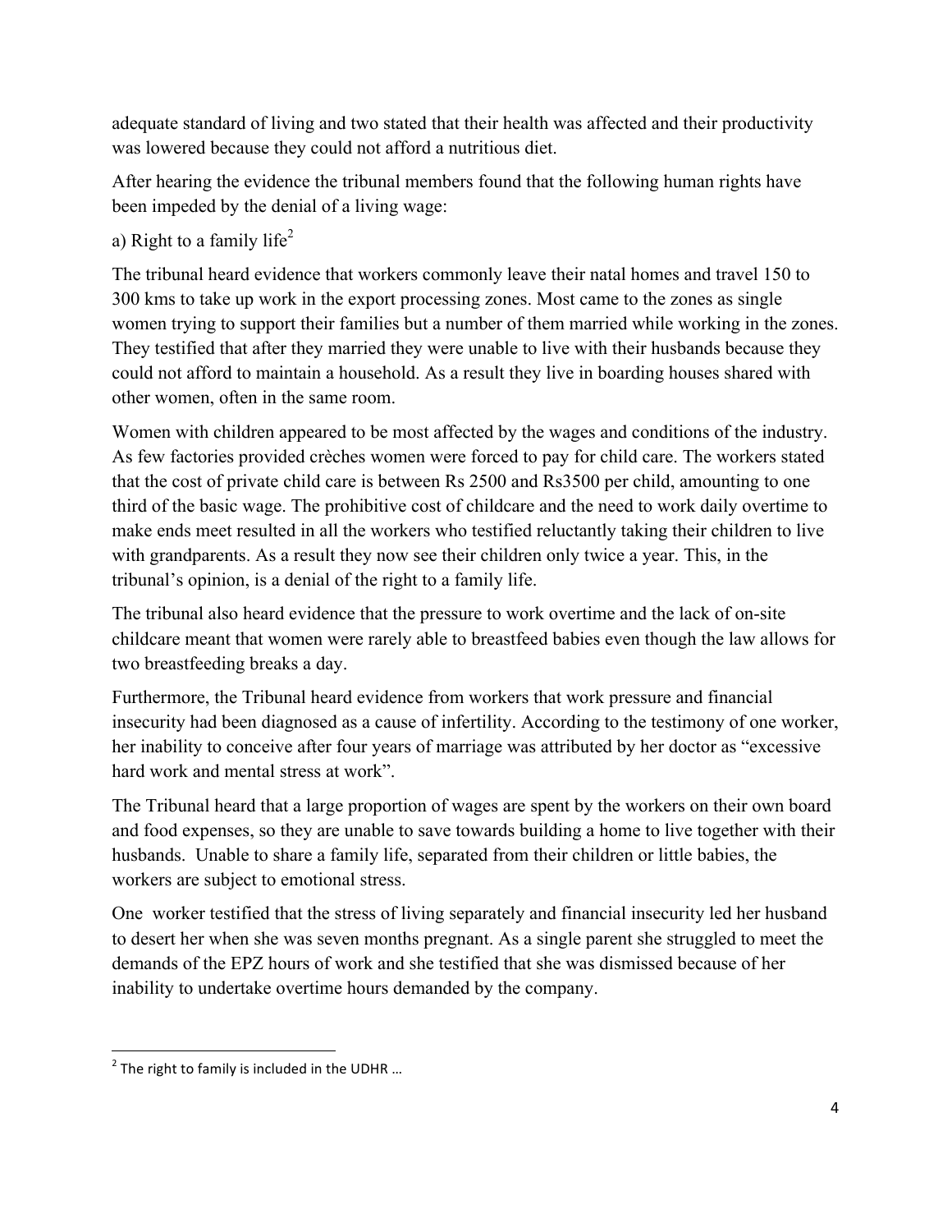adequate standard of living and two stated that their health was affected and their productivity was lowered because they could not afford a nutritious diet.

After hearing the evidence the tribunal members found that the following human rights have been impeded by the denial of a living wage:

a) Right to a family life[2]

The tribunal heard evidence that workers commonly leave their natal homes and travel 150 to 300 kms to take up work in the export processing zones. Most came to the zones as single women trying to support their families but a number of them married while working in the zones. They testified that after they married they were unable to live with their husbands because they could not afford to maintain a household. As a result they live in boarding houses shared with other women, often in the same room.

Women with children appeared to be most affected by the wages and conditions of the industry. As few factories provided crèches women were forced to pay for child care. The workers stated that the cost of private child care is between Rs 2500 and Rs3500 per child, amounting to one third of the basic wage. The prohibitive cost of childcare and the need to work daily overtime to make ends meet resulted in all the workers who testified reluctantly taking their children to live with grandparents. As a result they now see their children only twice a year. This, in the tribunal's opinion, is a denial of the right to a family life.

The tribunal also heard evidence that the pressure to work overtime and the lack of on-site childcare meant that women were rarely able to breastfeed babies even though the law allows for two breastfeeding breaks a day.

Furthermore, the Tribunal heard evidence from workers that work pressure and financial insecurity had been diagnosed as a cause of infertility. According to the testimony of one worker, her inability to conceive after four years of marriage was attributed by her doctor as "excessive hard work and mental stress at work".

The Tribunal heard that a large proportion of wages are spent by the workers on their own board and food expenses, so they are unable to save towards building a home to live together with their husbands. Unable to share a family life, separated from their children or little babies, the workers are subject to emotional stress.

One worker testified that the stress of living separately and financial insecurity led her husband to desert her when she was seven months pregnant. As a single parent she struggled to meet the demands of the EPZ hours of work and she testified that she was dismissed because of her inability to undertake overtime hours demanded by the company.

---

[2] The right to family is included in the UDHR …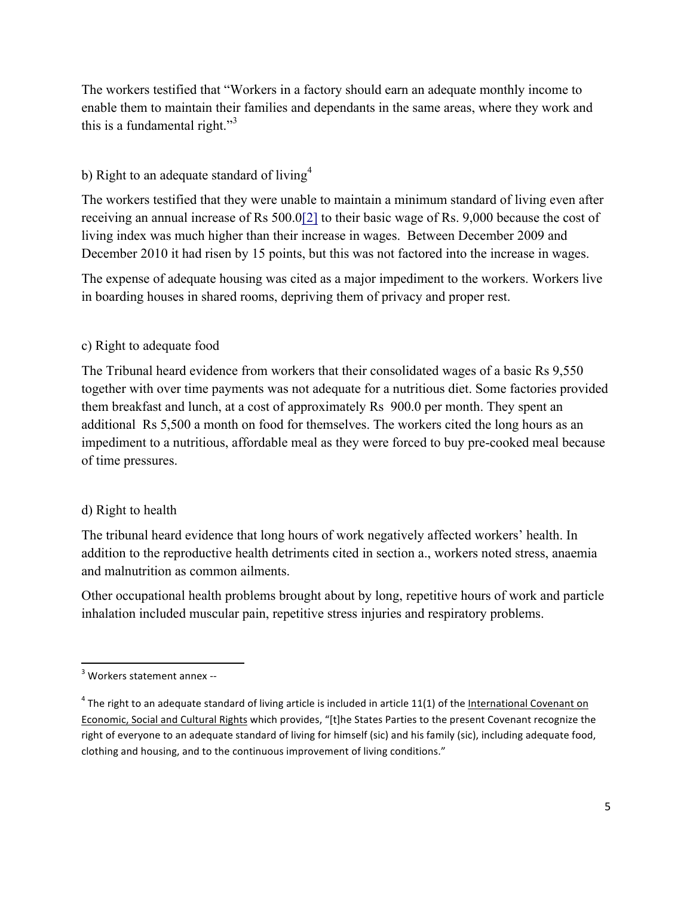The workers testified that "Workers in a factory should earn an adequate monthly income to enable them to maintain their families and dependants in the same areas, where they work and this is a fundamental right."[3]

b) Right to an adequate standard of living[4]

The workers testified that they were unable to maintain a minimum standard of living even after receiving an annual increase of Rs 500.0[2] to their basic wage of Rs. 9,000 because the cost of living index was much higher than their increase in wages. Between December 2009 and December 2010 it had risen by 15 points, but this was not factored into the increase in wages.

The expense of adequate housing was cited as a major impediment to the workers. Workers live in boarding houses in shared rooms, depriving them of privacy and proper rest.

c) Right to adequate food

The Tribunal heard evidence from workers that their consolidated wages of a basic Rs 9,550 together with over time payments was not adequate for a nutritious diet. Some factories provided them breakfast and lunch, at a cost of approximately Rs 900.0 per month. They spent an additional Rs 5,500 a month on food for themselves. The workers cited the long hours as an impediment to a nutritious, affordable meal as they were forced to buy pre-cooked meal because of time pressures.

d) Right to health

The tribunal heard evidence that long hours of work negatively affected workers' health. In addition to the reproductive health detriments cited in section a., workers noted stress, anaemia and malnutrition as common ailments.

Other occupational health problems brought about by long, repetitive hours of work and particle inhalation included muscular pain, repetitive stress injuries and respiratory problems.

---

[3] Workers statement annex --

[4] The right to an adequate standard of living article is included in article 11(1) of the International Covenant on Economic, Social and Cultural Rights which provides, "[t]he States Parties to the present Covenant recognize the right of everyone to an adequate standard of living for himself (sic) and his family (sic), including adequate food, clothing and housing, and to the continuous improvement of living conditions."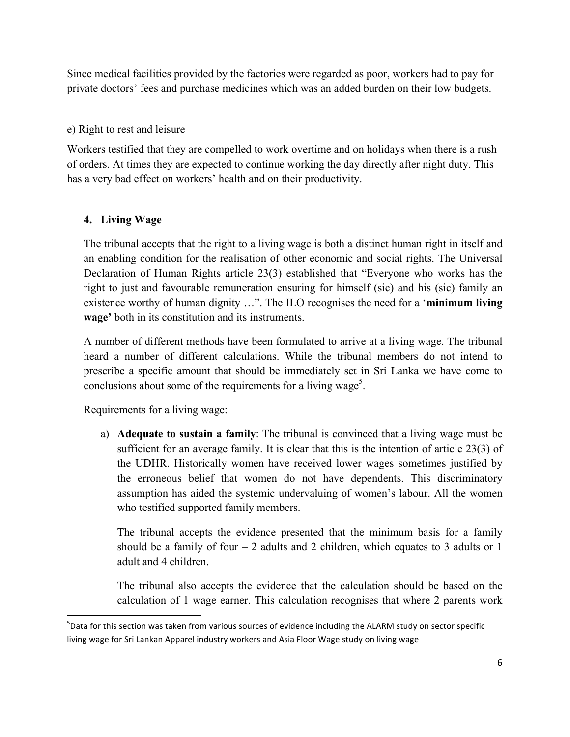Since medical facilities provided by the factories were regarded as poor, workers had to pay for private doctors' fees and purchase medicines which was an added burden on their low budgets.

e) Right to rest and leisure

Workers testified that they are compelled to work overtime and on holidays when there is a rush of orders. At times they are expected to continue working the day directly after night duty. This has a very bad effect on workers' health and on their productivity.

## 4. Living Wage

The tribunal accepts that the right to a living wage is both a distinct human right in itself and an enabling condition for the realisation of other economic and social rights. The Universal Declaration of Human Rights article 23(3) established that "Everyone who works has the right to just and favourable remuneration ensuring for himself (sic) and his (sic) family an existence worthy of human dignity …". The ILO recognises the need for a '**minimum living wage'** both in its constitution and its instruments.

A number of different methods have been formulated to arrive at a living wage. The tribunal heard a number of different calculations. While the tribunal members do not intend to prescribe a specific amount that should be immediately set in Sri Lanka we have come to conclusions about some of the requirements for a living wage[5].

Requirements for a living wage:

a) **Adequate to sustain a family**: The tribunal is convinced that a living wage must be sufficient for an average family. It is clear that this is the intention of article 23(3) of the UDHR. Historically women have received lower wages sometimes justified by the erroneous belief that women do not have dependents. This discriminatory assumption has aided the systemic undervaluing of women's labour. All the women who testified supported family members.

   The tribunal accepts the evidence presented that the minimum basis for a family should be a family of four – 2 adults and 2 children, which equates to 3 adults or 1 adult and 4 children.

   The tribunal also accepts the evidence that the calculation should be based on the calculation of 1 wage earner. This calculation recognises that where 2 parents work

[5] Data for this section was taken from various sources of evidence including the ALARM study on sector specific living wage for Sri Lankan Apparel industry workers and Asia Floor Wage study on living wage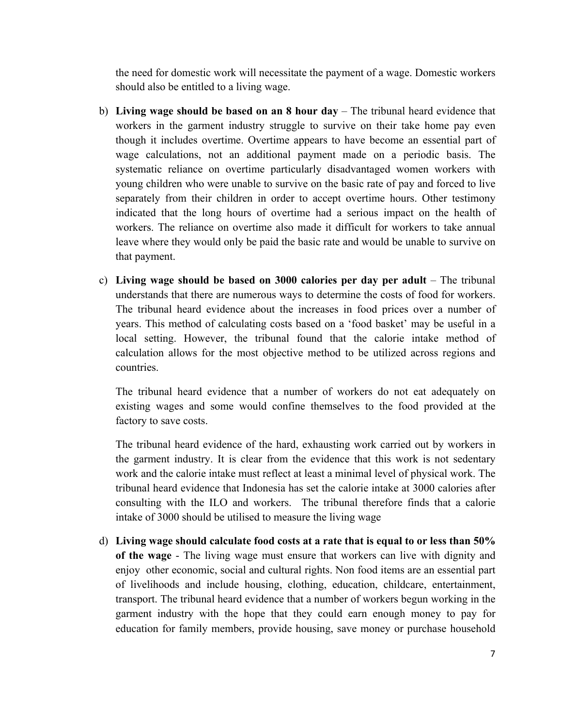the need for domestic work will necessitate the payment of a wage. Domestic workers should also be entitled to a living wage.

b) **Living wage should be based on an 8 hour day** – The tribunal heard evidence that workers in the garment industry struggle to survive on their take home pay even though it includes overtime. Overtime appears to have become an essential part of wage calculations, not an additional payment made on a periodic basis. The systematic reliance on overtime particularly disadvantaged women workers with young children who were unable to survive on the basic rate of pay and forced to live separately from their children in order to accept overtime hours. Other testimony indicated that the long hours of overtime had a serious impact on the health of workers. The reliance on overtime also made it difficult for workers to take annual leave where they would only be paid the basic rate and would be unable to survive on that payment.

c) **Living wage should be based on 3000 calories per day per adult** – The tribunal understands that there are numerous ways to determine the costs of food for workers. The tribunal heard evidence about the increases in food prices over a number of years. This method of calculating costs based on a 'food basket' may be useful in a local setting. However, the tribunal found that the calorie intake method of calculation allows for the most objective method to be utilized across regions and countries.

   The tribunal heard evidence that a number of workers do not eat adequately on existing wages and some would confine themselves to the food provided at the factory to save costs.

   The tribunal heard evidence of the hard, exhausting work carried out by workers in the garment industry. It is clear from the evidence that this work is not sedentary work and the calorie intake must reflect at least a minimal level of physical work. The tribunal heard evidence that Indonesia has set the calorie intake at 3000 calories after consulting with the ILO and workers. The tribunal therefore finds that a calorie intake of 3000 should be utilised to measure the living wage

d) **Living wage should calculate food costs at a rate that is equal to or less than 50% of the wage** - The living wage must ensure that workers can live with dignity and enjoy other economic, social and cultural rights. Non food items are an essential part of livelihoods and include housing, clothing, education, childcare, entertainment, transport. The tribunal heard evidence that a number of workers begun working in the garment industry with the hope that they could earn enough money to pay for education for family members, provide housing, save money or purchase household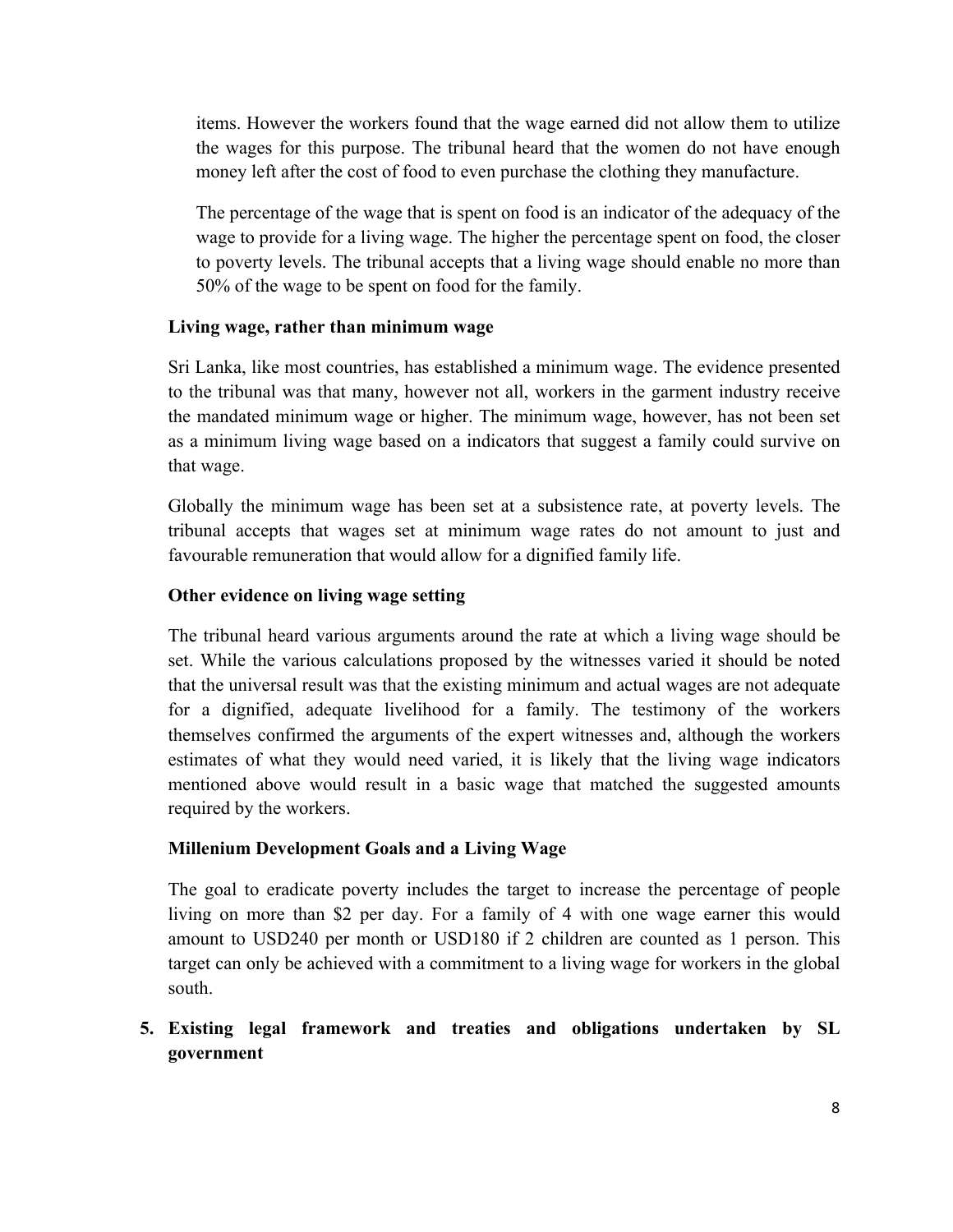items. However the workers found that the wage earned did not allow them to utilize the wages for this purpose. The tribunal heard that the women do not have enough money left after the cost of food to even purchase the clothing they manufacture.

The percentage of the wage that is spent on food is an indicator of the adequacy of the wage to provide for a living wage. The higher the percentage spent on food, the closer to poverty levels. The tribunal accepts that a living wage should enable no more than 50% of the wage to be spent on food for the family.

**Living wage, rather than minimum wage**

Sri Lanka, like most countries, has established a minimum wage. The evidence presented to the tribunal was that many, however not all, workers in the garment industry receive the mandated minimum wage or higher. The minimum wage, however, has not been set as a minimum living wage based on a indicators that suggest a family could survive on that wage.

Globally the minimum wage has been set at a subsistence rate, at poverty levels. The tribunal accepts that wages set at minimum wage rates do not amount to just and favourable remuneration that would allow for a dignified family life.

**Other evidence on living wage setting**

The tribunal heard various arguments around the rate at which a living wage should be set. While the various calculations proposed by the witnesses varied it should be noted that the universal result was that the existing minimum and actual wages are not adequate for a dignified, adequate livelihood for a family. The testimony of the workers themselves confirmed the arguments of the expert witnesses and, although the workers estimates of what they would need varied, it is likely that the living wage indicators mentioned above would result in a basic wage that matched the suggested amounts required by the workers.

**Millenium Development Goals and a Living Wage**

The goal to eradicate poverty includes the target to increase the percentage of people living on more than $2 per day. For a family of 4 with one wage earner this would amount to USD240 per month or USD180 if 2 children are counted as 1 person. This target can only be achieved with a commitment to a living wage for workers in the global south.

**5. Existing legal framework and treaties and obligations undertaken by SL government**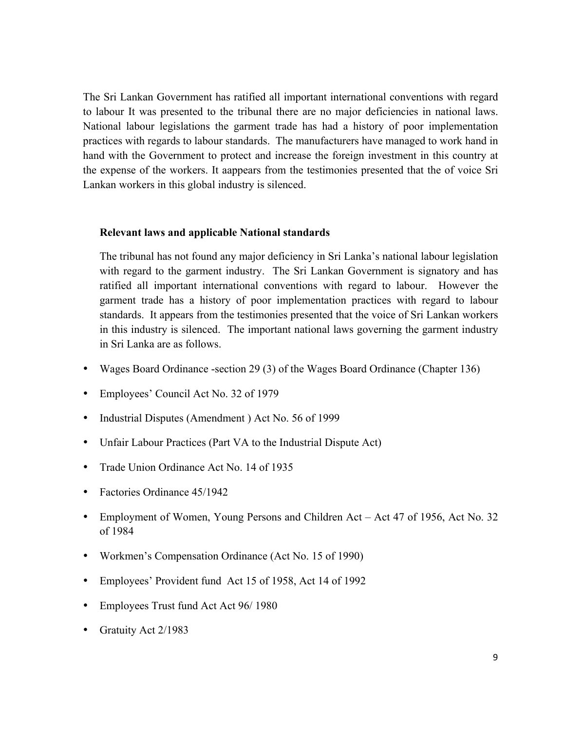The Sri Lankan Government has ratified all important international conventions with regard to labour It was presented to the tribunal there are no major deficiencies in national laws. National labour legislations the garment trade has had a history of poor implementation practices with regards to labour standards. The manufacturers have managed to work hand in hand with the Government to protect and increase the foreign investment in this country at the expense of the workers. It aappears from the testimonies presented that the of voice Sri Lankan workers in this global industry is silenced.

**Relevant laws and applicable National standards**

The tribunal has not found any major deficiency in Sri Lanka's national labour legislation with regard to the garment industry. The Sri Lankan Government is signatory and has ratified all important international conventions with regard to labour. However the garment trade has a history of poor implementation practices with regard to labour standards. It appears from the testimonies presented that the voice of Sri Lankan workers in this industry is silenced. The important national laws governing the garment industry in Sri Lanka are as follows.

- Wages Board Ordinance -section 29 (3) of the Wages Board Ordinance (Chapter 136)
- Employees' Council Act No. 32 of 1979
- Industrial Disputes (Amendment ) Act No. 56 of 1999
- Unfair Labour Practices (Part VA to the Industrial Dispute Act)
- Trade Union Ordinance Act No. 14 of 1935
- Factories Ordinance 45/1942
- Employment of Women, Young Persons and Children Act – Act 47 of 1956, Act No. 32 of 1984
- Workmen's Compensation Ordinance (Act No. 15 of 1990)
- Employees' Provident fund Act 15 of 1958, Act 14 of 1992
- Employees Trust fund Act Act 96/ 1980
- Gratuity Act 2/1983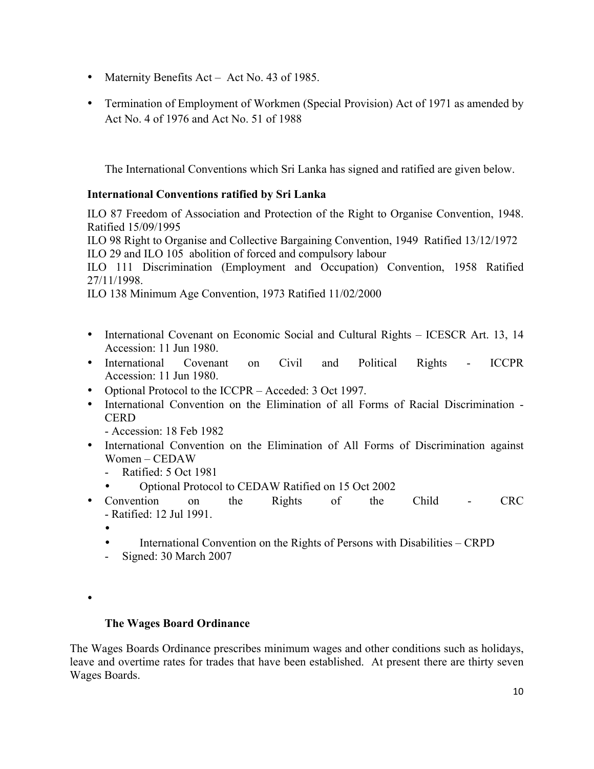- Maternity Benefits Act – Act No. 43 of 1985.
- Termination of Employment of Workmen (Special Provision) Act of 1971 as amended by Act No. 4 of 1976 and Act No. 51 of 1988

The International Conventions which Sri Lanka has signed and ratified are given below.

**International Conventions ratified by Sri Lanka**

ILO 87 Freedom of Association and Protection of the Right to Organise Convention, 1948. Ratified 15/09/1995
ILO 98 Right to Organise and Collective Bargaining Convention, 1949 Ratified 13/12/1972
ILO 29 and ILO 105 abolition of forced and compulsory labour
ILO 111 Discrimination (Employment and Occupation) Convention, 1958 Ratified 27/11/1998.
ILO 138 Minimum Age Convention, 1973 Ratified 11/02/2000

- International Covenant on Economic Social and Cultural Rights – ICESCR Art. 13, 14 Accession: 11 Jun 1980.
- International Covenant on Civil and Political Rights - ICCPR Accession: 11 Jun 1980.
- Optional Protocol to the ICCPR – Acceded: 3 Oct 1997.
- International Convention on the Elimination of all Forms of Racial Discrimination - CERD
  - Accession: 18 Feb 1982
- International Convention on the Elimination of All Forms of Discrimination against Women – CEDAW
  - Ratified: 5 Oct 1981
  - Optional Protocol to CEDAW Ratified on 15 Oct 2002
- Convention on the Rights of the Child - CRC
  - Ratified: 12 Jul 1991.
  - International Convention on the Rights of Persons with Disabilities – CRPD
  - Signed: 30 March 2007

**The Wages Board Ordinance**

The Wages Boards Ordinance prescribes minimum wages and other conditions such as holidays, leave and overtime rates for trades that have been established. At present there are thirty seven Wages Boards.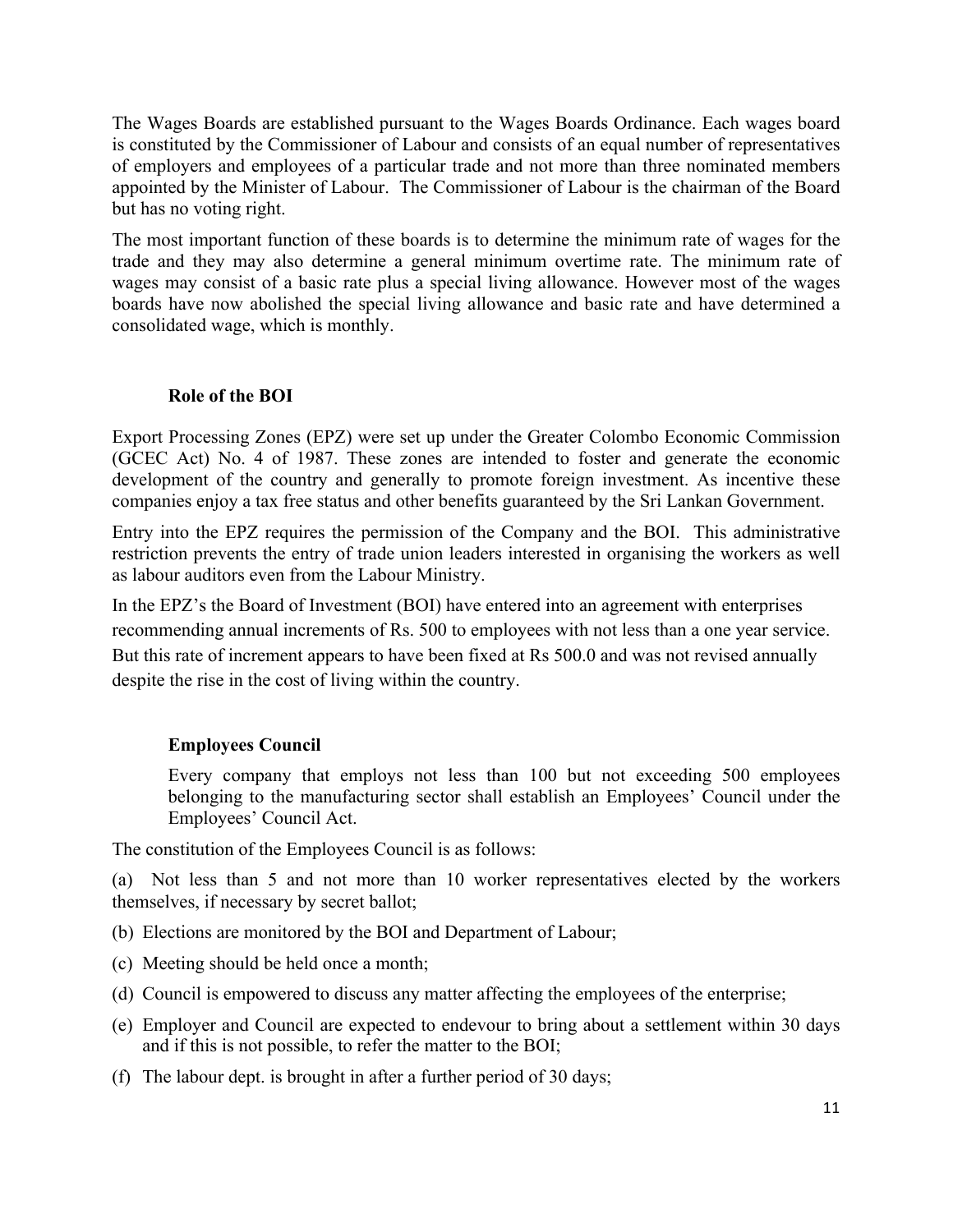The Wages Boards are established pursuant to the Wages Boards Ordinance. Each wages board is constituted by the Commissioner of Labour and consists of an equal number of representatives of employers and employees of a particular trade and not more than three nominated members appointed by the Minister of Labour. The Commissioner of Labour is the chairman of the Board but has no voting right.

The most important function of these boards is to determine the minimum rate of wages for the trade and they may also determine a general minimum overtime rate. The minimum rate of wages may consist of a basic rate plus a special living allowance. However most of the wages boards have now abolished the special living allowance and basic rate and have determined a consolidated wage, which is monthly.

### Role of the BOI

Export Processing Zones (EPZ) were set up under the Greater Colombo Economic Commission (GCEC Act) No. 4 of 1987. These zones are intended to foster and generate the economic development of the country and generally to promote foreign investment. As incentive these companies enjoy a tax free status and other benefits guaranteed by the Sri Lankan Government.

Entry into the EPZ requires the permission of the Company and the BOI. This administrative restriction prevents the entry of trade union leaders interested in organising the workers as well as labour auditors even from the Labour Ministry.

In the EPZ's the Board of Investment (BOI) have entered into an agreement with enterprises recommending annual increments of Rs. 500 to employees with not less than a one year service. But this rate of increment appears to have been fixed at Rs 500.0 and was not revised annually despite the rise in the cost of living within the country.

### Employees Council

Every company that employs not less than 100 but not exceeding 500 employees belonging to the manufacturing sector shall establish an Employees' Council under the Employees' Council Act.

The constitution of the Employees Council is as follows:

(a) Not less than 5 and not more than 10 worker representatives elected by the workers themselves, if necessary by secret ballot;

(b) Elections are monitored by the BOI and Department of Labour;

(c) Meeting should be held once a month;

(d) Council is empowered to discuss any matter affecting the employees of the enterprise;

(e) Employer and Council are expected to endevour to bring about a settlement within 30 days and if this is not possible, to refer the matter to the BOI;

(f) The labour dept. is brought in after a further period of 30 days;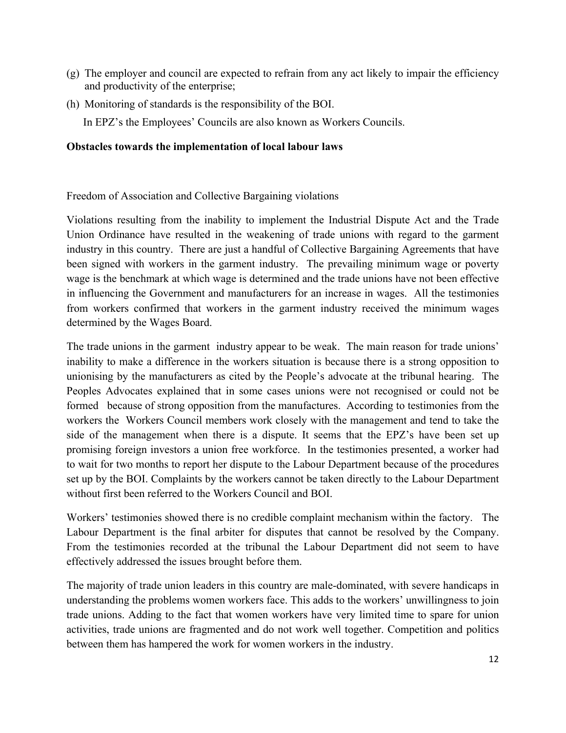(g) The employer and council are expected to refrain from any act likely to impair the efficiency and productivity of the enterprise;

(h) Monitoring of standards is the responsibility of the BOI.

In EPZ's the Employees' Councils are also known as Workers Councils.

**Obstacles towards the implementation of local labour laws**

Freedom of Association and Collective Bargaining violations

Violations resulting from the inability to implement the Industrial Dispute Act and the Trade Union Ordinance have resulted in the weakening of trade unions with regard to the garment industry in this country. There are just a handful of Collective Bargaining Agreements that have been signed with workers in the garment industry. The prevailing minimum wage or poverty wage is the benchmark at which wage is determined and the trade unions have not been effective in influencing the Government and manufacturers for an increase in wages. All the testimonies from workers confirmed that workers in the garment industry received the minimum wages determined by the Wages Board.

The trade unions in the garment industry appear to be weak. The main reason for trade unions' inability to make a difference in the workers situation is because there is a strong opposition to unionising by the manufacturers as cited by the People's advocate at the tribunal hearing. The Peoples Advocates explained that in some cases unions were not recognised or could not be formed because of strong opposition from the manufactures. According to testimonies from the workers the Workers Council members work closely with the management and tend to take the side of the management when there is a dispute. It seems that the EPZ's have been set up promising foreign investors a union free workforce. In the testimonies presented, a worker had to wait for two months to report her dispute to the Labour Department because of the procedures set up by the BOI. Complaints by the workers cannot be taken directly to the Labour Department without first been referred to the Workers Council and BOI.

Workers' testimonies showed there is no credible complaint mechanism within the factory. The Labour Department is the final arbiter for disputes that cannot be resolved by the Company. From the testimonies recorded at the tribunal the Labour Department did not seem to have effectively addressed the issues brought before them.

The majority of trade union leaders in this country are male-dominated, with severe handicaps in understanding the problems women workers face. This adds to the workers' unwillingness to join trade unions. Adding to the fact that women workers have very limited time to spare for union activities, trade unions are fragmented and do not work well together. Competition and politics between them has hampered the work for women workers in the industry.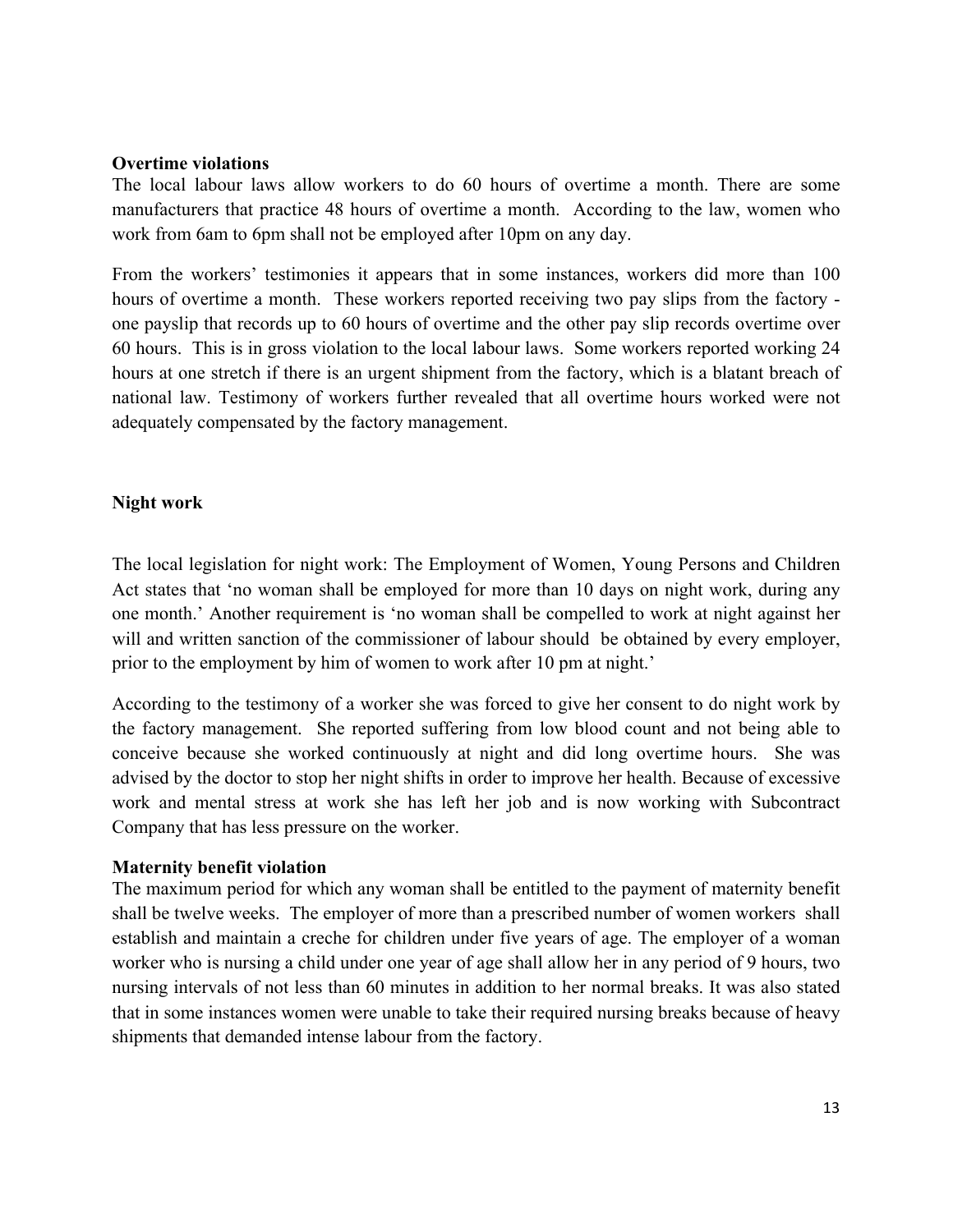**Overtime violations**

The local labour laws allow workers to do 60 hours of overtime a month. There are some manufacturers that practice 48 hours of overtime a month. According to the law, women who work from 6am to 6pm shall not be employed after 10pm on any day.

From the workers' testimonies it appears that in some instances, workers did more than 100 hours of overtime a month. These workers reported receiving two pay slips from the factory - one payslip that records up to 60 hours of overtime and the other pay slip records overtime over 60 hours. This is in gross violation to the local labour laws. Some workers reported working 24 hours at one stretch if there is an urgent shipment from the factory, which is a blatant breach of national law. Testimony of workers further revealed that all overtime hours worked were not adequately compensated by the factory management.

**Night work**

The local legislation for night work: The Employment of Women, Young Persons and Children Act states that 'no woman shall be employed for more than 10 days on night work, during any one month.' Another requirement is 'no woman shall be compelled to work at night against her will and written sanction of the commissioner of labour should be obtained by every employer, prior to the employment by him of women to work after 10 pm at night.'

According to the testimony of a worker she was forced to give her consent to do night work by the factory management. She reported suffering from low blood count and not being able to conceive because she worked continuously at night and did long overtime hours. She was advised by the doctor to stop her night shifts in order to improve her health. Because of excessive work and mental stress at work she has left her job and is now working with Subcontract Company that has less pressure on the worker.

**Maternity benefit violation**

The maximum period for which any woman shall be entitled to the payment of maternity benefit shall be twelve weeks. The employer of more than a prescribed number of women workers shall establish and maintain a creche for children under five years of age. The employer of a woman worker who is nursing a child under one year of age shall allow her in any period of 9 hours, two nursing intervals of not less than 60 minutes in addition to her normal breaks. It was also stated that in some instances women were unable to take their required nursing breaks because of heavy shipments that demanded intense labour from the factory.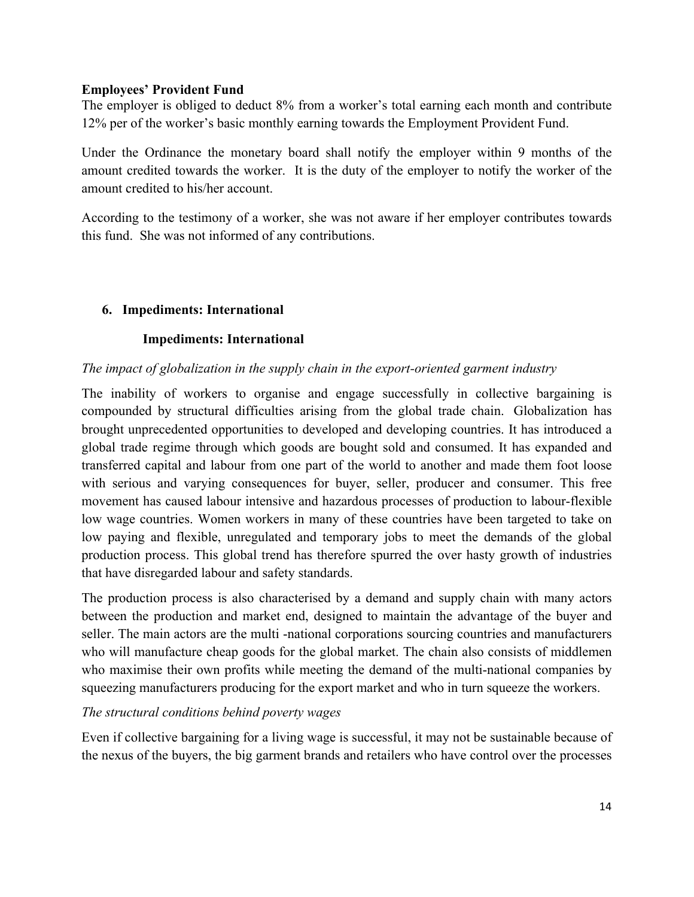**Employees' Provident Fund**

The employer is obliged to deduct 8% from a worker's total earning each month and contribute 12% per of the worker's basic monthly earning towards the Employment Provident Fund.

Under the Ordinance the monetary board shall notify the employer within 9 months of the amount credited towards the worker. It is the duty of the employer to notify the worker of the amount credited to his/her account.

According to the testimony of a worker, she was not aware if her employer contributes towards this fund. She was not informed of any contributions.

## 6. Impediments: International

### Impediments: International

*The impact of globalization in the supply chain in the export-oriented garment industry*

The inability of workers to organise and engage successfully in collective bargaining is compounded by structural difficulties arising from the global trade chain. Globalization has brought unprecedented opportunities to developed and developing countries. It has introduced a global trade regime through which goods are bought sold and consumed. It has expanded and transferred capital and labour from one part of the world to another and made them foot loose with serious and varying consequences for buyer, seller, producer and consumer. This free movement has caused labour intensive and hazardous processes of production to labour-flexible low wage countries. Women workers in many of these countries have been targeted to take on low paying and flexible, unregulated and temporary jobs to meet the demands of the global production process. This global trend has therefore spurred the over hasty growth of industries that have disregarded labour and safety standards.

The production process is also characterised by a demand and supply chain with many actors between the production and market end, designed to maintain the advantage of the buyer and seller. The main actors are the multi -national corporations sourcing countries and manufacturers who will manufacture cheap goods for the global market. The chain also consists of middlemen who maximise their own profits while meeting the demand of the multi-national companies by squeezing manufacturers producing for the export market and who in turn squeeze the workers.

*The structural conditions behind poverty wages*

Even if collective bargaining for a living wage is successful, it may not be sustainable because of the nexus of the buyers, the big garment brands and retailers who have control over the processes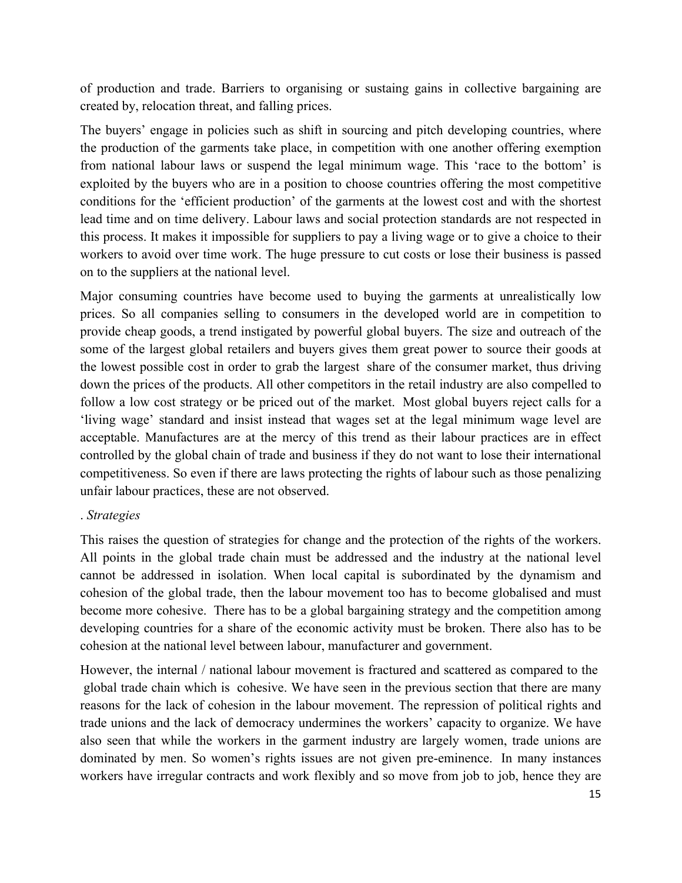of production and trade. Barriers to organising or sustaing gains in collective bargaining are created by, relocation threat, and falling prices.

The buyers' engage in policies such as shift in sourcing and pitch developing countries, where the production of the garments take place, in competition with one another offering exemption from national labour laws or suspend the legal minimum wage. This 'race to the bottom' is exploited by the buyers who are in a position to choose countries offering the most competitive conditions for the 'efficient production' of the garments at the lowest cost and with the shortest lead time and on time delivery. Labour laws and social protection standards are not respected in this process. It makes it impossible for suppliers to pay a living wage or to give a choice to their workers to avoid over time work. The huge pressure to cut costs or lose their business is passed on to the suppliers at the national level.

Major consuming countries have become used to buying the garments at unrealistically low prices. So all companies selling to consumers in the developed world are in competition to provide cheap goods, a trend instigated by powerful global buyers. The size and outreach of the some of the largest global retailers and buyers gives them great power to source their goods at the lowest possible cost in order to grab the largest share of the consumer market, thus driving down the prices of the products. All other competitors in the retail industry are also compelled to follow a low cost strategy or be priced out of the market. Most global buyers reject calls for a 'living wage' standard and insist instead that wages set at the legal minimum wage level are acceptable. Manufactures are at the mercy of this trend as their labour practices are in effect controlled by the global chain of trade and business if they do not want to lose their international competitiveness. So even if there are laws protecting the rights of labour such as those penalizing unfair labour practices, these are not observed.

*. Strategies*

This raises the question of strategies for change and the protection of the rights of the workers. All points in the global trade chain must be addressed and the industry at the national level cannot be addressed in isolation. When local capital is subordinated by the dynamism and cohesion of the global trade, then the labour movement too has to become globalised and must become more cohesive. There has to be a global bargaining strategy and the competition among developing countries for a share of the economic activity must be broken. There also has to be cohesion at the national level between labour, manufacturer and government.

However, the internal / national labour movement is fractured and scattered as compared to the global trade chain which is cohesive. We have seen in the previous section that there are many reasons for the lack of cohesion in the labour movement. The repression of political rights and trade unions and the lack of democracy undermines the workers' capacity to organize. We have also seen that while the workers in the garment industry are largely women, trade unions are dominated by men. So women's rights issues are not given pre-eminence. In many instances workers have irregular contracts and work flexibly and so move from job to job, hence they are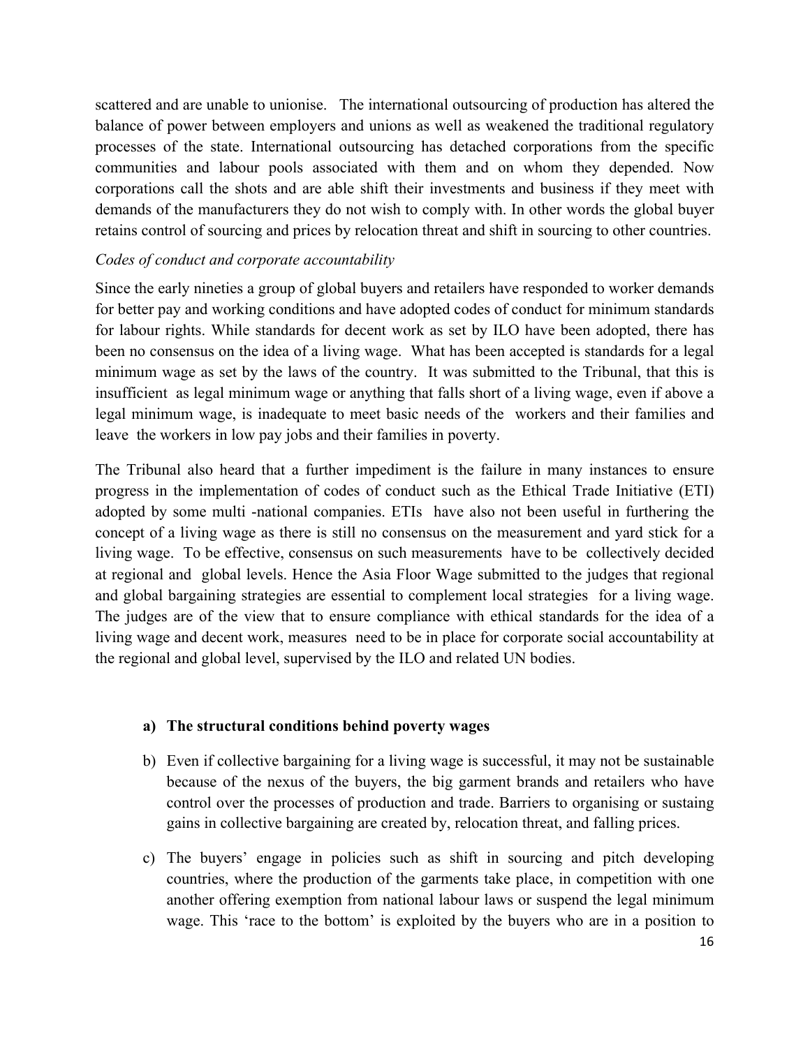scattered and are unable to unionise. The international outsourcing of production has altered the balance of power between employers and unions as well as weakened the traditional regulatory processes of the state. International outsourcing has detached corporations from the specific communities and labour pools associated with them and on whom they depended. Now corporations call the shots and are able shift their investments and business if they meet with demands of the manufacturers they do not wish to comply with. In other words the global buyer retains control of sourcing and prices by relocation threat and shift in sourcing to other countries.

*Codes of conduct and corporate accountability*

Since the early nineties a group of global buyers and retailers have responded to worker demands for better pay and working conditions and have adopted codes of conduct for minimum standards for labour rights. While standards for decent work as set by ILO have been adopted, there has been no consensus on the idea of a living wage. What has been accepted is standards for a legal minimum wage as set by the laws of the country. It was submitted to the Tribunal, that this is insufficient as legal minimum wage or anything that falls short of a living wage, even if above a legal minimum wage, is inadequate to meet basic needs of the workers and their families and leave the workers in low pay jobs and their families in poverty.

The Tribunal also heard that a further impediment is the failure in many instances to ensure progress in the implementation of codes of conduct such as the Ethical Trade Initiative (ETI) adopted by some multi -national companies. ETIs have also not been useful in furthering the concept of a living wage as there is still no consensus on the measurement and yard stick for a living wage. To be effective, consensus on such measurements have to be collectively decided at regional and global levels. Hence the Asia Floor Wage submitted to the judges that regional and global bargaining strategies are essential to complement local strategies for a living wage. The judges are of the view that to ensure compliance with ethical standards for the idea of a living wage and decent work, measures need to be in place for corporate social accountability at the regional and global level, supervised by the ILO and related UN bodies.

**a) The structural conditions behind poverty wages**

b) Even if collective bargaining for a living wage is successful, it may not be sustainable because of the nexus of the buyers, the big garment brands and retailers who have control over the processes of production and trade. Barriers to organising or sustaing gains in collective bargaining are created by, relocation threat, and falling prices.

c) The buyers' engage in policies such as shift in sourcing and pitch developing countries, where the production of the garments take place, in competition with one another offering exemption from national labour laws or suspend the legal minimum wage. This 'race to the bottom' is exploited by the buyers who are in a position to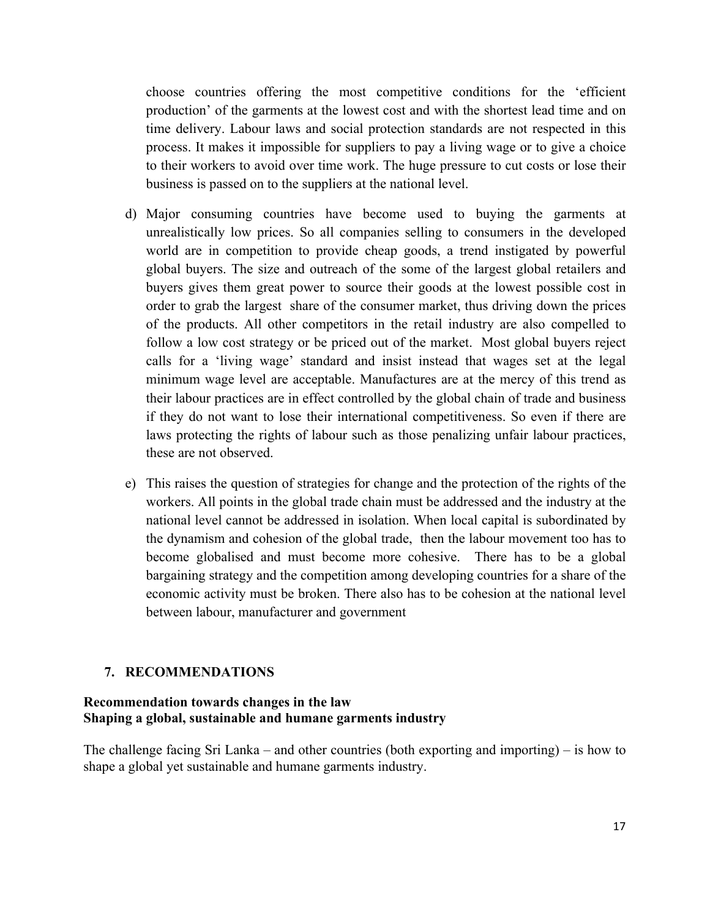choose countries offering the most competitive conditions for the 'efficient production' of the garments at the lowest cost and with the shortest lead time and on time delivery. Labour laws and social protection standards are not respected in this process. It makes it impossible for suppliers to pay a living wage or to give a choice to their workers to avoid over time work. The huge pressure to cut costs or lose their business is passed on to the suppliers at the national level.

d) Major consuming countries have become used to buying the garments at unrealistically low prices. So all companies selling to consumers in the developed world are in competition to provide cheap goods, a trend instigated by powerful global buyers. The size and outreach of the some of the largest global retailers and buyers gives them great power to source their goods at the lowest possible cost in order to grab the largest share of the consumer market, thus driving down the prices of the products. All other competitors in the retail industry are also compelled to follow a low cost strategy or be priced out of the market. Most global buyers reject calls for a 'living wage' standard and insist instead that wages set at the legal minimum wage level are acceptable. Manufactures are at the mercy of this trend as their labour practices are in effect controlled by the global chain of trade and business if they do not want to lose their international competitiveness. So even if there are laws protecting the rights of labour such as those penalizing unfair labour practices, these are not observed.

e) This raises the question of strategies for change and the protection of the rights of the workers. All points in the global trade chain must be addressed and the industry at the national level cannot be addressed in isolation. When local capital is subordinated by the dynamism and cohesion of the global trade, then the labour movement too has to become globalised and must become more cohesive. There has to be a global bargaining strategy and the competition among developing countries for a share of the economic activity must be broken. There also has to be cohesion at the national level between labour, manufacturer and government

## 7. RECOMMENDATIONS

### Recommendation towards changes in the law
### Shaping a global, sustainable and humane garments industry

The challenge facing Sri Lanka – and other countries (both exporting and importing) – is how to shape a global yet sustainable and humane garments industry.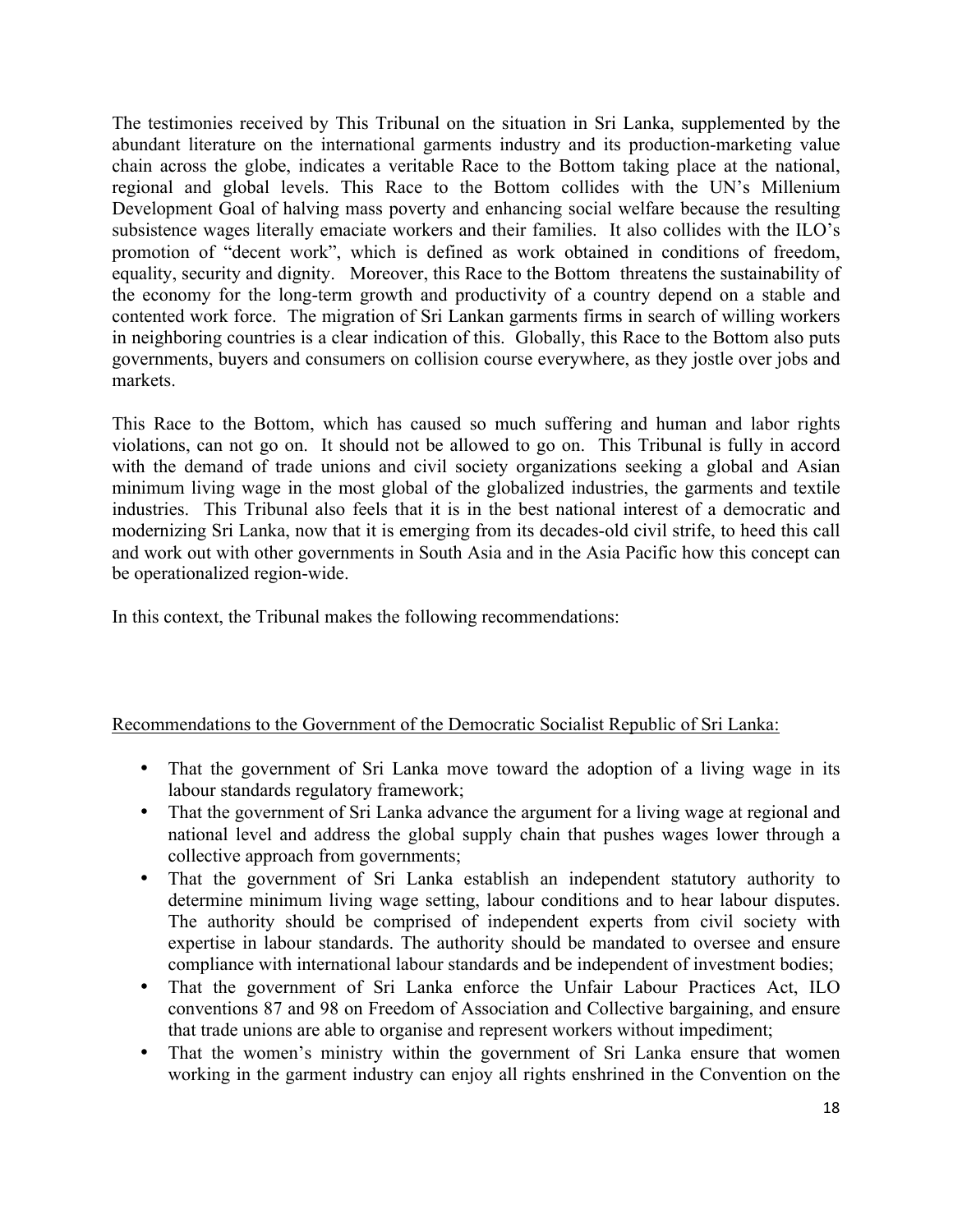The testimonies received by This Tribunal on the situation in Sri Lanka, supplemented by the abundant literature on the international garments industry and its production-marketing value chain across the globe, indicates a veritable Race to the Bottom taking place at the national, regional and global levels. This Race to the Bottom collides with the UN's Millenium Development Goal of halving mass poverty and enhancing social welfare because the resulting subsistence wages literally emaciate workers and their families. It also collides with the ILO's promotion of "decent work", which is defined as work obtained in conditions of freedom, equality, security and dignity. Moreover, this Race to the Bottom threatens the sustainability of the economy for the long-term growth and productivity of a country depend on a stable and contented work force. The migration of Sri Lankan garments firms in search of willing workers in neighboring countries is a clear indication of this. Globally, this Race to the Bottom also puts governments, buyers and consumers on collision course everywhere, as they jostle over jobs and markets.

This Race to the Bottom, which has caused so much suffering and human and labor rights violations, can not go on. It should not be allowed to go on. This Tribunal is fully in accord with the demand of trade unions and civil society organizations seeking a global and Asian minimum living wage in the most global of the globalized industries, the garments and textile industries. This Tribunal also feels that it is in the best national interest of a democratic and modernizing Sri Lanka, now that it is emerging from its decades-old civil strife, to heed this call and work out with other governments in South Asia and in the Asia Pacific how this concept can be operationalized region-wide.

In this context, the Tribunal makes the following recommendations:

Recommendations to the Government of the Democratic Socialist Republic of Sri Lanka:

- That the government of Sri Lanka move toward the adoption of a living wage in its labour standards regulatory framework;
- That the government of Sri Lanka advance the argument for a living wage at regional and national level and address the global supply chain that pushes wages lower through a collective approach from governments;
- That the government of Sri Lanka establish an independent statutory authority to determine minimum living wage setting, labour conditions and to hear labour disputes. The authority should be comprised of independent experts from civil society with expertise in labour standards. The authority should be mandated to oversee and ensure compliance with international labour standards and be independent of investment bodies;
- That the government of Sri Lanka enforce the Unfair Labour Practices Act, ILO conventions 87 and 98 on Freedom of Association and Collective bargaining, and ensure that trade unions are able to organise and represent workers without impediment;
- That the women's ministry within the government of Sri Lanka ensure that women working in the garment industry can enjoy all rights enshrined in the Convention on the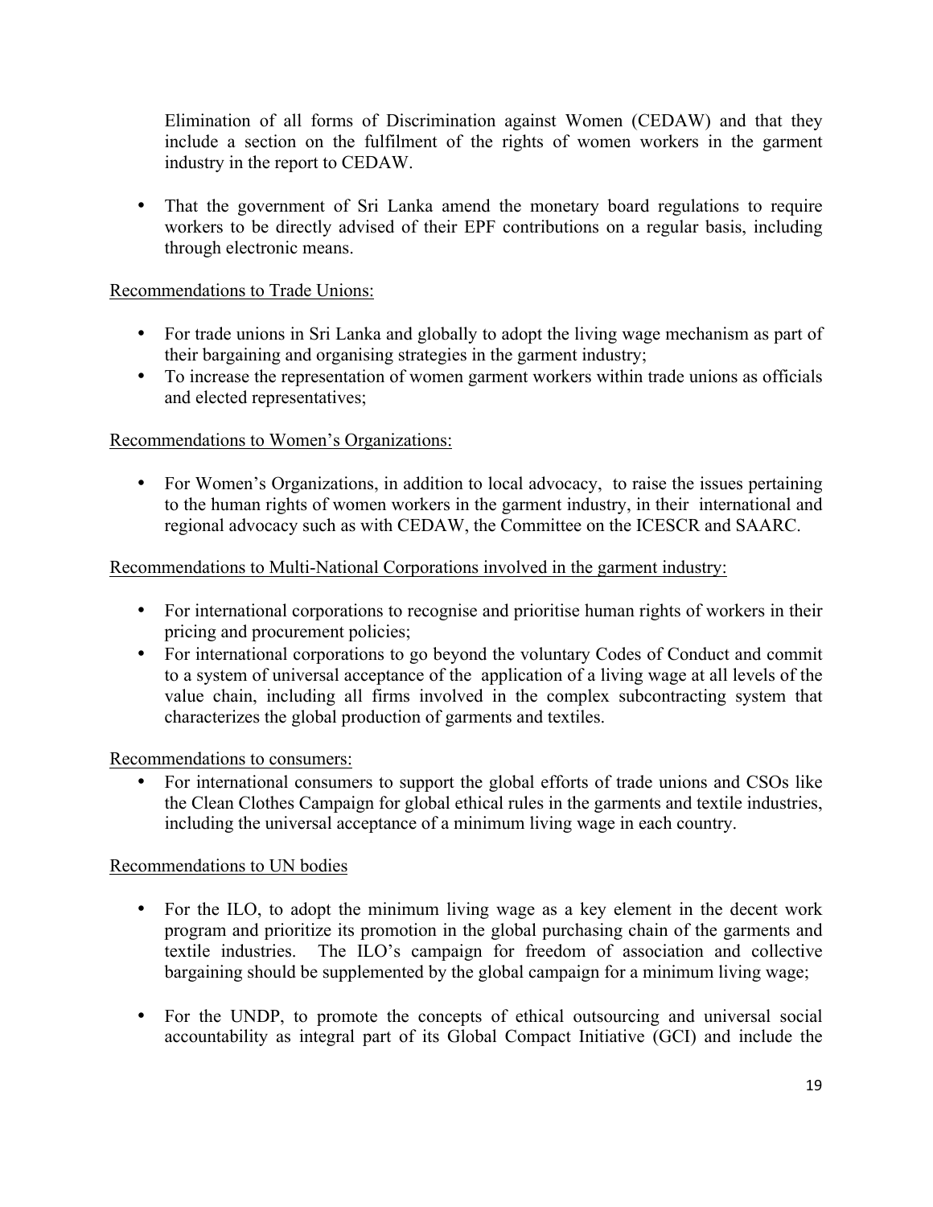Elimination of all forms of Discrimination against Women (CEDAW) and that they include a section on the fulfilment of the rights of women workers in the garment industry in the report to CEDAW.

- That the government of Sri Lanka amend the monetary board regulations to require workers to be directly advised of their EPF contributions on a regular basis, including through electronic means.

Recommendations to Trade Unions:

- For trade unions in Sri Lanka and globally to adopt the living wage mechanism as part of their bargaining and organising strategies in the garment industry;
- To increase the representation of women garment workers within trade unions as officials and elected representatives;

Recommendations to Women's Organizations:

- For Women's Organizations, in addition to local advocacy, to raise the issues pertaining to the human rights of women workers in the garment industry, in their international and regional advocacy such as with CEDAW, the Committee on the ICESCR and SAARC.

Recommendations to Multi-National Corporations involved in the garment industry:

- For international corporations to recognise and prioritise human rights of workers in their pricing and procurement policies;
- For international corporations to go beyond the voluntary Codes of Conduct and commit to a system of universal acceptance of the application of a living wage at all levels of the value chain, including all firms involved in the complex subcontracting system that characterizes the global production of garments and textiles.

Recommendations to consumers:

- For international consumers to support the global efforts of trade unions and CSOs like the Clean Clothes Campaign for global ethical rules in the garments and textile industries, including the universal acceptance of a minimum living wage in each country.

Recommendations to UN bodies

- For the ILO, to adopt the minimum living wage as a key element in the decent work program and prioritize its promotion in the global purchasing chain of the garments and textile industries. The ILO's campaign for freedom of association and collective bargaining should be supplemented by the global campaign for a minimum living wage;

- For the UNDP, to promote the concepts of ethical outsourcing and universal social accountability as integral part of its Global Compact Initiative (GCI) and include the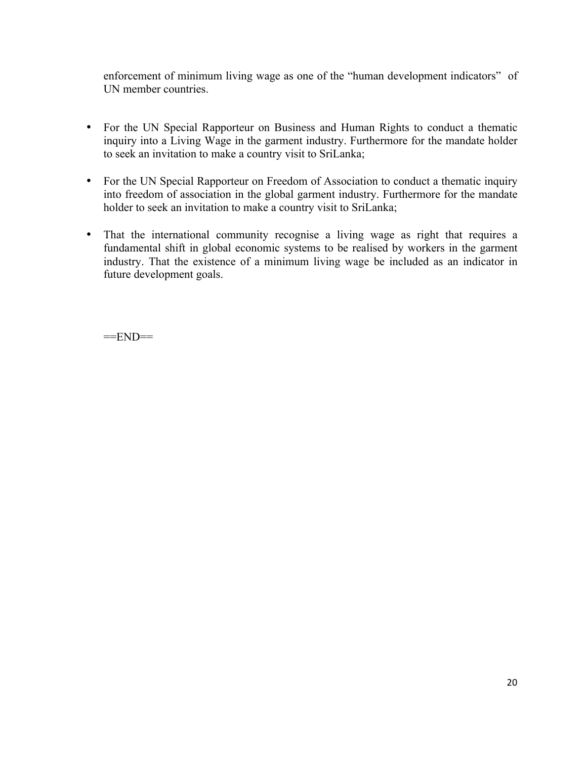enforcement of minimum living wage as one of the "human development indicators" of UN member countries.

- For the UN Special Rapporteur on Business and Human Rights to conduct a thematic inquiry into a Living Wage in the garment industry. Furthermore for the mandate holder to seek an invitation to make a country visit to SriLanka;

- For the UN Special Rapporteur on Freedom of Association to conduct a thematic inquiry into freedom of association in the global garment industry. Furthermore for the mandate holder to seek an invitation to make a country visit to SriLanka;

- That the international community recognise a living wage as right that requires a fundamental shift in global economic systems to be realised by workers in the garment industry. That the existence of a minimum living wage be included as an indicator in future development goals.

==END==